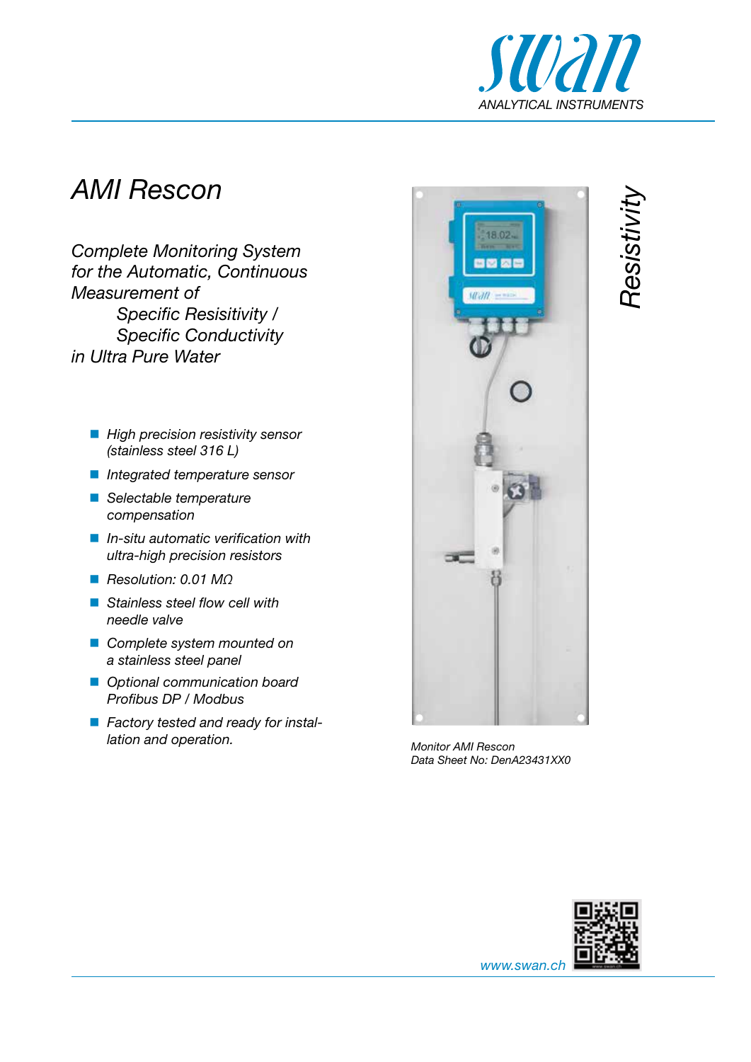# AMI Rescon

*Complete Monitoring System for the Automatic, Continuous Measurement of*
*Specific Resisitivity /*
*Specific Conductivity*
*in Ultra Pure Water*

- *High precision resistivity sensor (stainless steel 316 L)*
- *Integrated temperature sensor*
- *Selectable temperature compensation*
- *In-situ automatic verification with ultra-high precision resistors*
- *Resolution: 0.01 MΩ*
- *Stainless steel flow cell with needle valve*
- *Complete system mounted on a stainless steel panel*
- *Optional communication board Profibus DP / Modbus*
- *Factory tested and ready for installation and operation.*

*Resistivity*

*Monitor AMI Rescon*
*Data Sheet No: DenA23431XX0*

*www.swan.ch*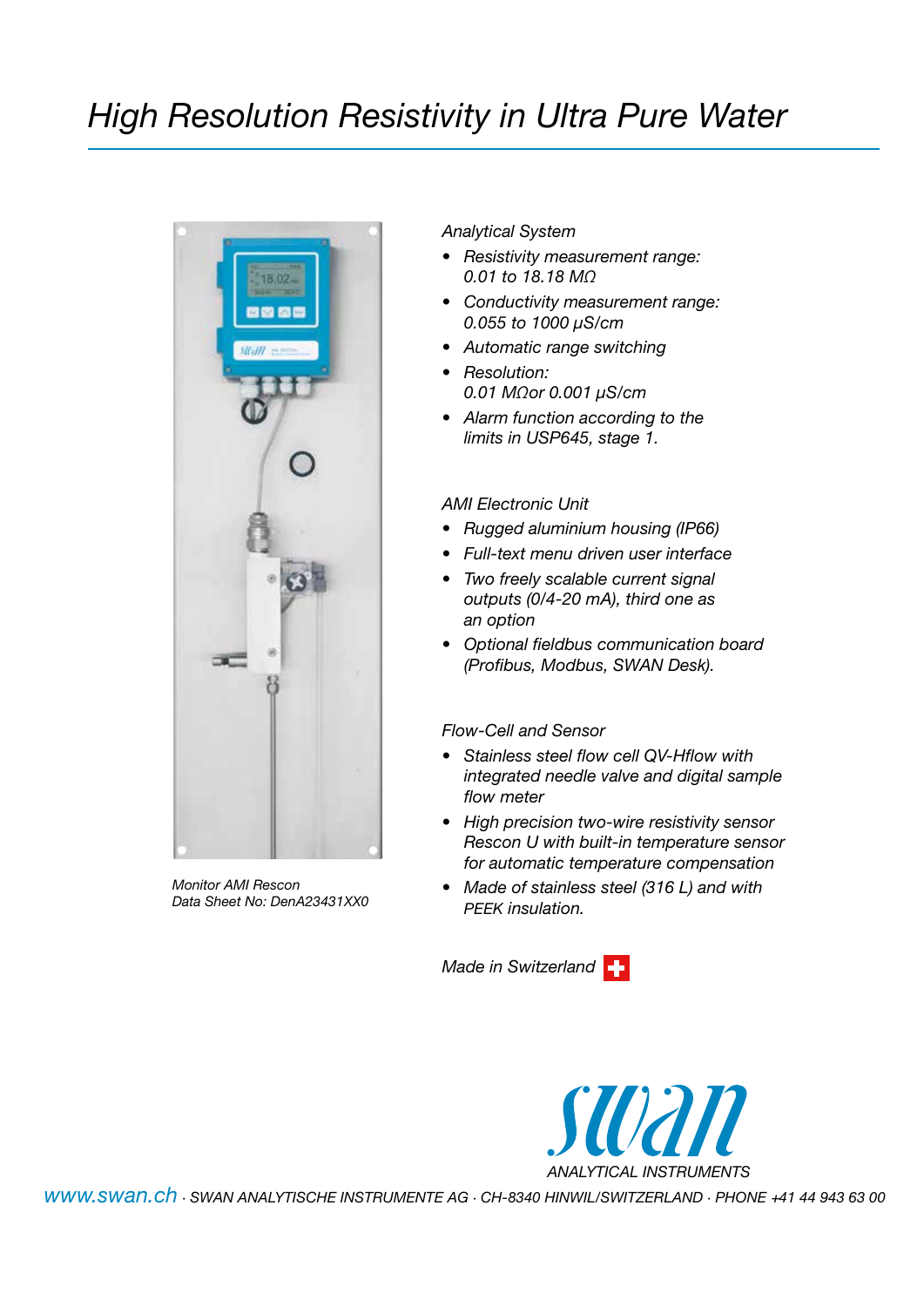# *High Resolution Resistivity in Ultra Pure Water*

*Monitor AMI Rescon*
*Data Sheet No: DenA23431XX0*

*Analytical System*

- *Resistivity measurement range: 0.01 to 18.18 MΩ*
- *Conductivity measurement range: 0.055 to 1000 μS/cm*
- *Automatic range switching*
- *Resolution: 0.01 MΩor 0.001 μS/cm*
- *Alarm function according to the limits in USP645, stage 1.*

*AMI Electronic Unit*

- *Rugged aluminium housing (IP66)*
- *Full-text menu driven user interface*
- *Two freely scalable current signal outputs (0/4-20 mA), third one as an option*
- *Optional fieldbus communication board (Profibus, Modbus, SWAN Desk).*

*Flow-Cell and Sensor*

- *Stainless steel flow cell QV-Hflow with integrated needle valve and digital sample flow meter*
- *High precision two-wire resistivity sensor Rescon U with built-in temperature sensor for automatic temperature compensation*
- *Made of stainless steel (316 L) and with PEEK insulation.*

*Made in Switzerland*

swan
ANALYTICAL INSTRUMENTS

www.swan.ch · SWAN ANALYTISCHE INSTRUMENTE AG · CH-8340 HINWIL/SWITZERLAND · PHONE +41 44 943 63 00